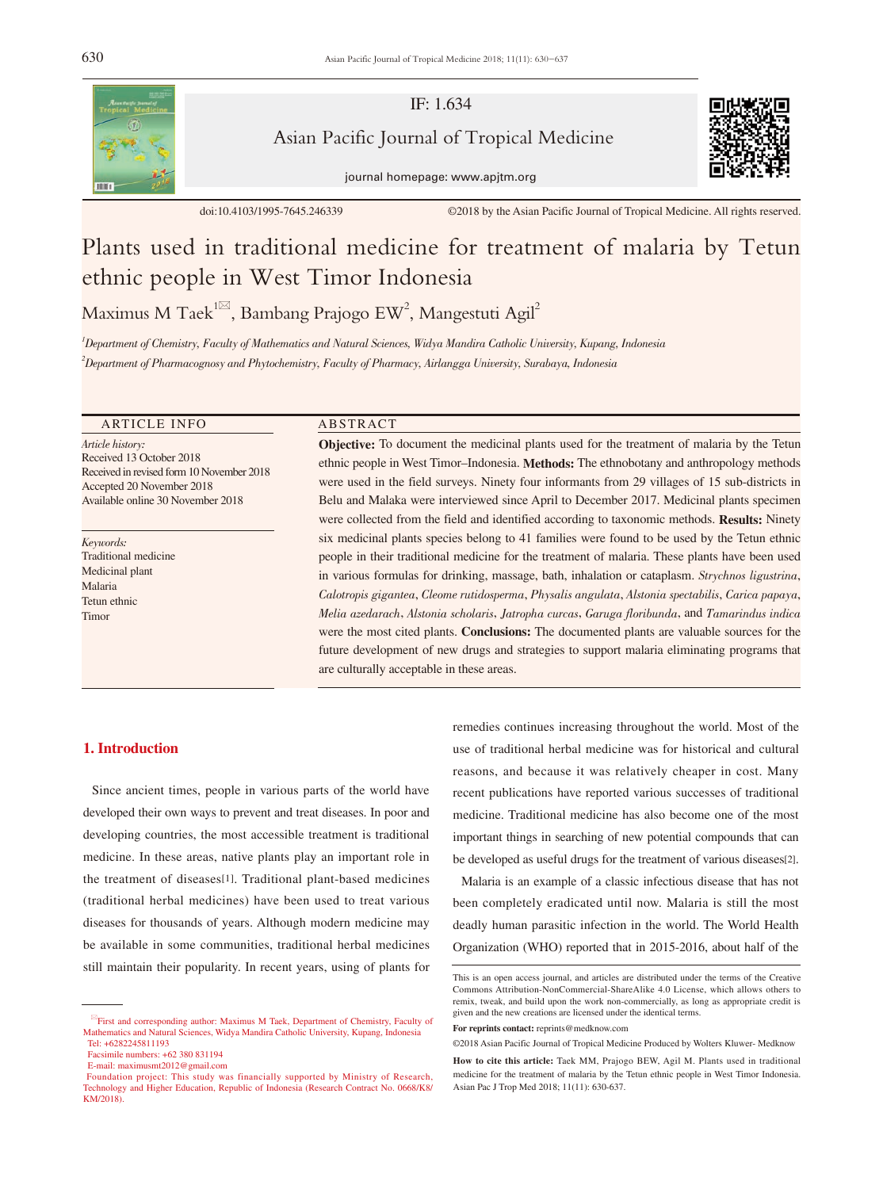IF: 1.634

Asian Pacific Journal of Tropical Medicine

journal homepage: www.apjtm.org

doi:10.4103/1995-7645.246339 ©2018 by the Asian Pacific Journal of Tropical Medicine. All rights reserved.

# Plants used in traditional medicine for treatment of malaria by Tetun ethnic people in West Timor Indonesia

Maximus M Taek[1], Bambang Prajogo EW[2], Mangestuti Agil[2]

[1]*Department of Chemistry, Faculty of Mathematics and Natural Sciences, Widya Mandira Catholic University, Kupang, Indonesia*

[2]*Department of Pharmacognosy and Phytochemistry, Faculty of Pharmacy, Airlangga University, Surabaya, Indonesia*

**ARTICLE INFO**

*Article history:*
Received 13 October 2018
Received in revised form 10 November 2018
Accepted 20 November 2018
Available online 30 November 2018

*Keywords:*
Traditional medicine
Medicinal plant
Malaria
Tetun ethnic
Timor

**ABSTRACT**

**Objective:** To document the medicinal plants used for the treatment of malaria by the Tetun ethnic people in West Timor–Indonesia. **Methods:** The ethnobotany and anthropology methods were used in the field surveys. Ninety four informants from 29 villages of 15 sub-districts in Belu and Malaka were interviewed since April to December 2017. Medicinal plants specimen were collected from the field and identified according to taxonomic methods. **Results:** Ninety six medicinal plants species belong to 41 families were found to be used by the Tetun ethnic people in their traditional medicine for the treatment of malaria. These plants have been used in various formulas for drinking, massage, bath, inhalation or cataplasm. *Strychnos ligustrina*, *Calotropis gigantea*, *Cleome rutidosperma*, *Physalis angulata*, *Alstonia spectabilis*, *Carica papaya*, *Melia azedarach*, *Alstonia scholaris*, *Jatropha curcas*, *Garuga floribunda*, and *Tamarindus indica* were the most cited plants. **Conclusions:** The documented plants are valuable sources for the future development of new drugs and strategies to support malaria eliminating programs that are culturally acceptable in these areas.

## 1. Introduction

Since ancient times, people in various parts of the world have developed their own ways to prevent and treat diseases. In poor and developing countries, the most accessible treatment is traditional medicine. In these areas, native plants play an important role in the treatment of diseases[1]. Traditional plant-based medicines (traditional herbal medicines) have been used to treat various diseases for thousands of years. Although modern medicine may be available in some communities, traditional herbal medicines still maintain their popularity. In recent years, using of plants for remedies continues increasing throughout the world. Most of the use of traditional herbal medicine was for historical and cultural reasons, and because it was relatively cheaper in cost. Many recent publications have reported various successes of traditional medicine. Traditional medicine has also become one of the most important things in searching of new potential compounds that can be developed as useful drugs for the treatment of various diseases[2].

Malaria is an example of a classic infectious disease that has not been completely eradicated until now. Malaria is still the most deadly human parasitic infection in the world. The World Health Organization (WHO) reported that in 2015-2016, about half of the

---

First and corresponding author: Maximus M Taek, Department of Chemistry, Faculty of Mathematics and Natural Sciences, Widya Mandira Catholic University, Kupang, Indonesia
Tel: +6282245811193
Facsimile numbers: +62 380 831194
E-mail: maximusmt2012@gmail.com
Foundation project: This study was financially supported by Ministry of Research, Technology and Higher Education, Republic of Indonesia (Research Contract No. 0668/K8/KM/2018).

This is an open access journal, and articles are distributed under the terms of the Creative Commons Attribution-NonCommercial-ShareAlike 4.0 License, which allows others to remix, tweak, and build upon the work non-commercially, as long as appropriate credit is given and the new creations are licensed under the identical terms.

**For reprints contact:** reprints@medknow.com

©2018 Asian Pacific Journal of Tropical Medicine Produced by Wolters Kluwer- Medknow

**How to cite this article:** Taek MM, Prajogo BEW, Agil M. Plants used in traditional medicine for the treatment of malaria by the Tetun ethnic people in West Timor Indonesia. Asian Pac J Trop Med 2018; 11(11): 630-637.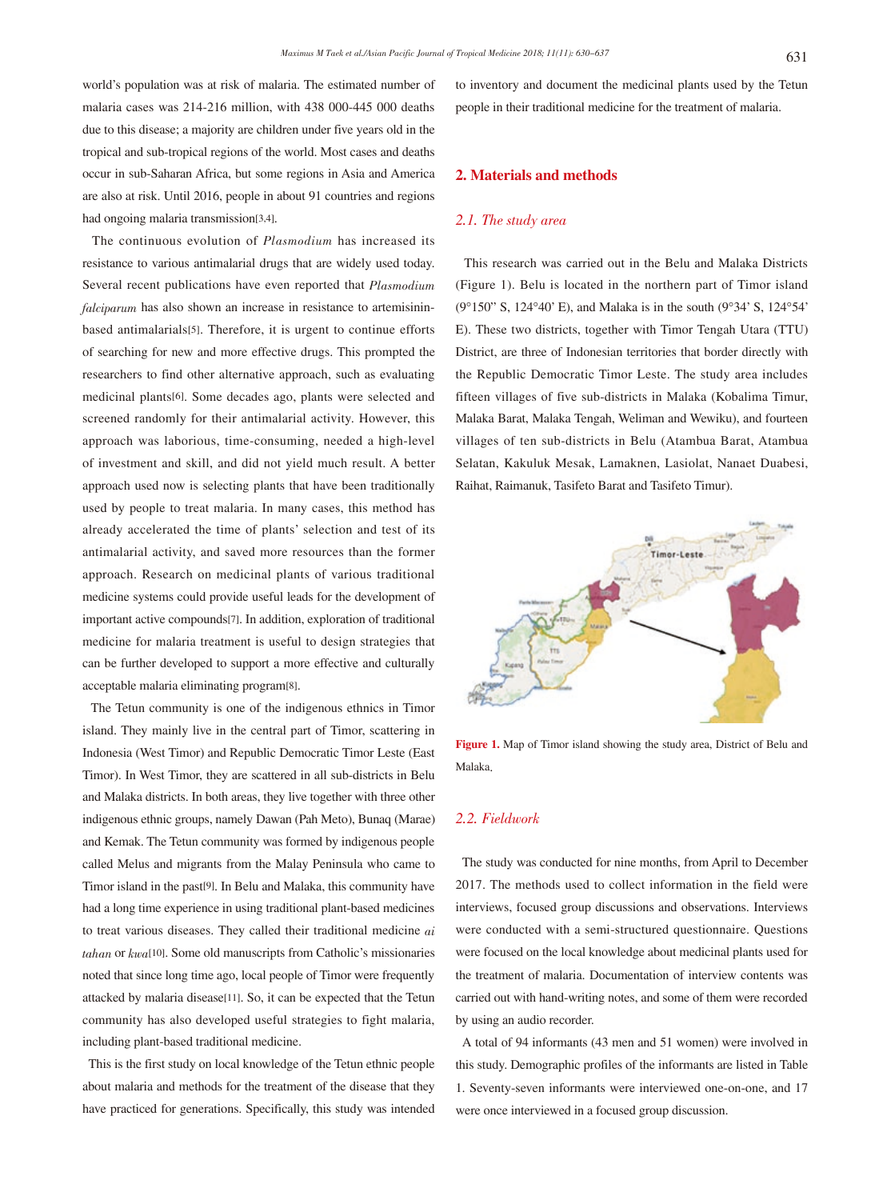world's population was at risk of malaria. The estimated number of malaria cases was 214-216 million, with 438 000-445 000 deaths due to this disease; a majority are children under five years old in the tropical and sub-tropical regions of the world. Most cases and deaths occur in sub-Saharan Africa, but some regions in Asia and America are also at risk. Until 2016, people in about 91 countries and regions had ongoing malaria transmission[3,4].

The continuous evolution of *Plasmodium* has increased its resistance to various antimalarial drugs that are widely used today. Several recent publications have even reported that *Plasmodium falciparum* has also shown an increase in resistance to artemisinin-based antimalarials[5]. Therefore, it is urgent to continue efforts of searching for new and more effective drugs. This prompted the researchers to find other alternative approach, such as evaluating medicinal plants[6]. Some decades ago, plants were selected and screened randomly for their antimalarial activity. However, this approach was laborious, time-consuming, needed a high-level of investment and skill, and did not yield much result. A better approach used now is selecting plants that have been traditionally used by people to treat malaria. In many cases, this method has already accelerated the time of plants' selection and test of its antimalarial activity, and saved more resources than the former approach. Research on medicinal plants of various traditional medicine systems could provide useful leads for the development of important active compounds[7]. In addition, exploration of traditional medicine for malaria treatment is useful to design strategies that can be further developed to support a more effective and culturally acceptable malaria eliminating program[8].

The Tetun community is one of the indigenous ethnics in Timor island. They mainly live in the central part of Timor, scattering in Indonesia (West Timor) and Republic Democratic Timor Leste (East Timor). In West Timor, they are scattered in all sub-districts in Belu and Malaka districts. In both areas, they live together with three other indigenous ethnic groups, namely Dawan (Pah Meto), Bunaq (Marae) and Kemak. The Tetun community was formed by indigenous people called Melus and migrants from the Malay Peninsula who came to Timor island in the past[9]. In Belu and Malaka, this community have had a long time experience in using traditional plant-based medicines to treat various diseases. They called their traditional medicine *ai tahan* or *kwa*[10]. Some old manuscripts from Catholic's missionaries noted that since long time ago, local people of Timor were frequently attacked by malaria disease[11]. So, it can be expected that the Tetun community has also developed useful strategies to fight malaria, including plant-based traditional medicine.

This is the first study on local knowledge of the Tetun ethnic people about malaria and methods for the treatment of the disease that they have practiced for generations. Specifically, this study was intended to inventory and document the medicinal plants used by the Tetun people in their traditional medicine for the treatment of malaria.

## 2. Materials and methods

### 2.1. The study area

This research was carried out in the Belu and Malaka Districts (Figure 1). Belu is located in the northern part of Timor island (9°150" S, 124°40' E), and Malaka is in the south (9°34' S, 124°54' E). These two districts, together with Timor Tengah Utara (TTU) District, are three of Indonesian territories that border directly with the Republic Democratic Timor Leste. The study area includes fifteen villages of five sub-districts in Malaka (Kobalima Timur, Malaka Barat, Malaka Tengah, Weliman and Wewiku), and fourteen villages of ten sub-districts in Belu (Atambua Barat, Atambua Selatan, Kakuluk Mesak, Lamaknen, Lasiolat, Nanaet Duabesi, Raihat, Raimanuk, Tasifeto Barat and Tasifeto Timur).

**Figure 1.** Map of Timor island showing the study area, District of Belu and Malaka.

### 2.2. Fieldwork

The study was conducted for nine months, from April to December 2017. The methods used to collect information in the field were interviews, focused group discussions and observations. Interviews were conducted with a semi-structured questionnaire. Questions were focused on the local knowledge about medicinal plants used for the treatment of malaria. Documentation of interview contents was carried out with hand-writing notes, and some of them were recorded by using an audio recorder.

A total of 94 informants (43 men and 51 women) were involved in this study. Demographic profiles of the informants are listed in Table 1. Seventy-seven informants were interviewed one-on-one, and 17 were once interviewed in a focused group discussion.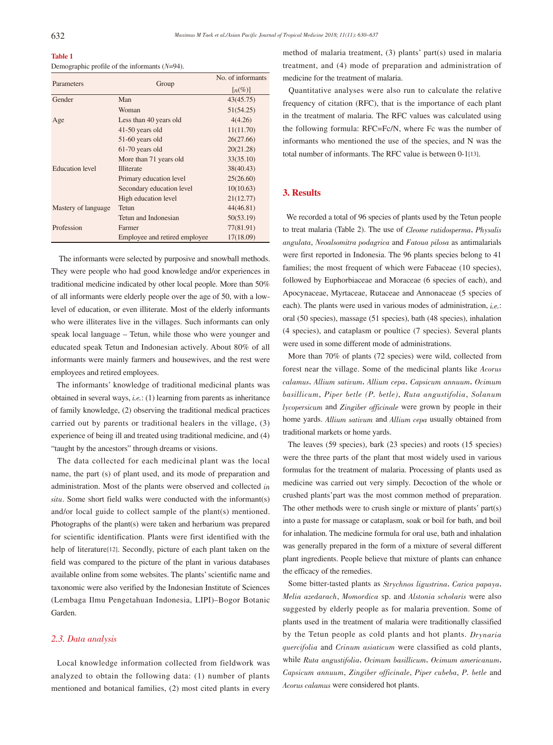**Table 1**

Demographic profile of the informants ($N$=94).

| Parameters | Group | No. of informants [$n$(%)] |
|---|---|---|
| Gender | Man | 43(45.75) |
| | Woman | 51(54.25) |
| Age | Less than 40 years old | 4(4.26) |
| | 41-50 years old | 11(11.70) |
| | 51-60 years old | 26(27.66) |
| | 61-70 years old | 20(21.28) |
| | More than 71 years old | 33(35.10) |
| Education level | Illiterate | 38(40.43) |
| | Primary education level | 25(26.60) |
| | Secondary education level | 10(10.63) |
| | High education level | 21(12.77) |
| Mastery of language | Tetun | 44(46.81) |
| | Tetun and Indonesian | 50(53.19) |
| Profession | Farmer | 77(81.91) |
| | Employee and retired employee | 17(18.09) |

The informants were selected by purposive and snowball methods. They were people who had good knowledge and/or experiences in traditional medicine indicated by other local people. More than 50% of all informants were elderly people over the age of 50, with a low-level of education, or even illiterate. Most of the elderly informants who were illiterates live in the villages. Such informants can only speak local language – Tetun, while those who were younger and educated speak Tetun and Indonesian actively. About 80% of all informants were mainly farmers and housewives, and the rest were employees and retired employees.

The informants' knowledge of traditional medicinal plants was obtained in several ways, *i.e.*: (1) learning from parents as inheritance of family knowledge, (2) observing the traditional medical practices carried out by parents or traditional healers in the village, (3) experience of being ill and treated using traditional medicine, and (4) "taught by the ancestors" through dreams or visions.

The data collected for each medicinal plant was the local name, the part (s) of plant used, and its mode of preparation and administration. Most of the plants were observed and collected *in situ*. Some short field walks were conducted with the informant(s) and/or local guide to collect sample of the plant(s) mentioned. Photographs of the plant(s) were taken and herbarium was prepared for scientific identification. Plants were first identified with the help of literature[12]. Secondly, picture of each plant taken on the field was compared to the picture of the plant in various databases available online from some websites. The plants' scientific name and taxonomic were also verified by the Indonesian Institute of Sciences (Lembaga Ilmu Pengetahuan Indonesia, LIPI)–Bogor Botanic Garden.

### *2.3. Data analysis*

Local knowledge information collected from fieldwork was analyzed to obtain the following data: (1) number of plants mentioned and botanical families, (2) most cited plants in every method of malaria treatment, (3) plants' part(s) used in malaria treatment, and (4) mode of preparation and administration of medicine for the treatment of malaria.

Quantitative analyses were also run to calculate the relative frequency of citation (RFC), that is the importance of each plant in the treatment of malaria. The RFC values was calculated using the following formula: $RFC=Fc/N$, where Fc was the number of informants who mentioned the use of the species, and N was the total number of informants. The RFC value is between 0-1[13].

## 3. Results

We recorded a total of 96 species of plants used by the Tetun people to treat malaria (Table 2). The use of *Cleome rutidosperma*, *Physalis angulata*, *Neoalsomitra podagrica* and *Fatoua pilosa* as antimalarials were first reported in Indonesia. The 96 plants species belong to 41 families; the most frequent of which were Fabaceae (10 species), followed by Euphorbiaceae and Moraceae (6 species of each), and Apocynaceae, Myrtaceae, Rutaceae and Annonaceae (5 species of each). The plants were used in various modes of administration, *i.e.*: oral (50 species), massage (51 species), bath (48 species), inhalation (4 species), and cataplasm or poultice (7 species). Several plants were used in some different mode of administrations.

More than 70% of plants (72 species) were wild, collected from forest near the village. Some of the medicinal plants like *Acorus calamus*, *Allium sativum*, *Allium cepa*, *Capsicum annuum*, *Ocimum basillicum*, *Piper betle (P. betle)*, *Ruta angustifolia*, *Solanum lycopersicum* and *Zingiber officinale* were grown by people in their home yards. *Allium sativum* and *Allium cepa* usually obtained from traditional markets or home yards.

The leaves (59 species), bark (23 species) and roots (15 species) were the three parts of the plant that most widely used in various formulas for the treatment of malaria. Processing of plants used as medicine was carried out very simply. Decoction of the whole or crushed plants'part was the most common method of preparation. The other methods were to crush single or mixture of plants' part(s) into a paste for massage or cataplasm, soak or boil for bath, and boil for inhalation. The medicine formula for oral use, bath and inhalation was generally prepared in the form of a mixture of several different plant ingredients. People believe that mixture of plants can enhance the efficacy of the remedies.

Some bitter-tasted plants as *Strychnos ligustrina*, *Carica papaya*, *Melia azedarach*, *Momordica* sp. and *Alstonia scholaris* were also suggested by elderly people as for malaria prevention. Some of plants used in the treatment of malaria were traditionally classified by the Tetun people as cold plants and hot plants. *Drynaria quercifolia* and *Crinum asiaticum* were classified as cold plants, while *Ruta angustifolia*, *Ocimum basillicum*, *Ocimum americanum*, *Capsicum annuum*, *Zingiber officinale*, *Piper cubeba*, *P. betle* and *Acorus calamus* were considered hot plants.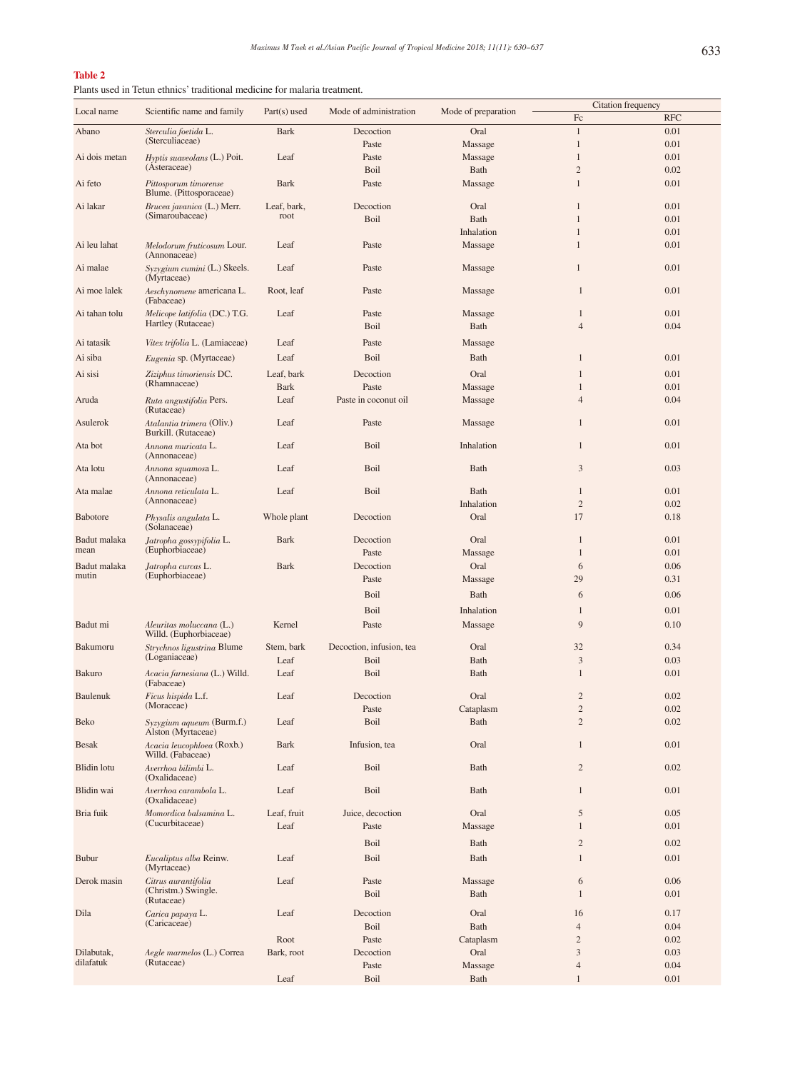**Table 2**

Plants used in Tetun ethnics' traditional medicine for malaria treatment.

| Local name | Scientific name and family | Part(s) used | Mode of administration | Mode of preparation | Citation frequency | |
|---|---|---|---|---|---|---|
| | | | | | Fc | RFC |
| Abano | *Sterculia foetida* L. (Sterculiaceae) | Bark | Decoction | Oral | 1 | 0.01 |
| | | | Paste | Massage | 1 | 0.01 |
| Ai dois metan | *Hyptis suaveolans* (L.) Poit. (Asteraceae) | Leaf | Paste | Massage | 1 | 0.01 |
| | | | Boil | Bath | 2 | 0.02 |
| Ai feto | *Pittosporum timorense* Blume. (Pittosporaceae) | Bark | Paste | Massage | 1 | 0.01 |
| Ai lakar | *Brucea javanica* (L.) Merr. (Simaroubaceae) | Leaf, bark, root | Decoction | Oral | 1 | 0.01 |
| | | | Boil | Bath | 1 | 0.01 |
| | | | | Inhalation | 1 | 0.01 |
| Ai leu lahat | *Melodorum fruticosum* Lour. (Annonaceae) | Leaf | Paste | Massage | 1 | 0.01 |
| Ai malae | *Syzygium cumini* (L.) Skeels. (Myrtaceae) | Leaf | Paste | Massage | 1 | 0.01 |
| Ai moe lalek | *Aeschynomene* americana L. (Fabaceae) | Root, leaf | Paste | Massage | 1 | 0.01 |
| Ai tahan tolu | *Melicope latifolia* (DC.) T.G. Hartley (Rutaceae) | Leaf | Paste | Massage | 1 | 0.01 |
| | | | Boil | Bath | 4 | 0.04 |
| Ai tatasik | *Vitex trifolia* L. (Lamiaceae) | Leaf | Paste | Massage | | |
| Ai siba | *Eugenia* sp. (Myrtaceae) | Leaf | Boil | Bath | 1 | 0.01 |
| Ai sisi | *Ziziphus timoriensis* DC. (Rhamnaceae) | Leaf, bark | Decoction | Oral | 1 | 0.01 |
| | | Bark | Paste | Massage | 1 | 0.01 |
| Aruda | *Ruta angustifolia* Pers. (Rutaceae) | Leaf | Paste in coconut oil | Massage | 4 | 0.04 |
| Asulerok | *Atalantia trimera* (Oliv.) Burkill. (Rutaceae) | Leaf | Paste | Massage | 1 | 0.01 |
| Ata bot | *Annona muricata* L. (Annonaceae) | Leaf | Boil | Inhalation | 1 | 0.01 |
| Ata lotu | *Annona squamosa* L. (Annonaceae) | Leaf | Boil | Bath | 3 | 0.03 |
| Ata malae | *Annona reticulata* L. (Annonaceae) | Leaf | Boil | Bath | 1 | 0.01 |
| | | | | Inhalation | 2 | 0.02 |
| Babotore | *Physalis angulata* L. (Solanaceae) | Whole plant | Decoction | Oral | 17 | 0.18 |
| Badut malaka mean | *Jatropha gossypifolia* L. (Euphorbiaceae) | Bark | Decoction | Oral | 1 | 0.01 |
| | | | Paste | Massage | 1 | 0.01 |
| Badut malaka mutin | *Jatropha curcas* L. (Euphorbiaceae) | Bark | Decoction | Oral | 6 | 0.06 |
| | | | Paste | Massage | 29 | 0.31 |
| | | | Boil | Bath | 6 | 0.06 |
| | | | Boil | Inhalation | 1 | 0.01 |
| Badut mi | *Aleuritas moluccana* (L.) Willd. (Euphorbiaceae) | Kernel | Paste | Massage | 9 | 0.10 |
| Bakumoru | *Strychnos ligustrina* Blume (Loganiaceae) | Stem, bark | Decoction, infusion, tea | Oral | 32 | 0.34 |
| | | Leaf | Boil | Bath | 3 | 0.03 |
| Bakuro | *Acacia farnesiana* (L.) Willd. (Fabaceae) | Leaf | Boil | Bath | 1 | 0.01 |
| Baulenuk | *Ficus hispida* L.f. (Moraceae) | Leaf | Decoction | Oral | 2 | 0.02 |
| | | | Paste | Cataplasm | 2 | 0.02 |
| Beko | *Syzygium aqueum* (Burm.f.) Alston (Myrtaceae) | Leaf | Boil | Bath | 2 | 0.02 |
| Besak | *Acacia leucophloea* (Roxb.) Willd. (Fabaceae) | Bark | Infusion, tea | Oral | 1 | 0.01 |
| Blidin lotu | *Averrhoa bilimbi* L. (Oxalidaceae) | Leaf | Boil | Bath | 2 | 0.02 |
| Blidin wai | *Averrhoa carambola* L. (Oxalidaceae) | Leaf | Boil | Bath | 1 | 0.01 |
| Bria fuik | *Momordica balsamina* L. (Cucurbitaceae) | Leaf, fruit | Juice, decoction | Oral | 5 | 0.05 |
| | | Leaf | Paste | Massage | 1 | 0.01 |
| | | | Boil | Bath | 2 | 0.02 |
| Bubur | *Eucaliptus alba* Reinw. (Myrtaceae) | Leaf | Boil | Bath | 1 | 0.01 |
| Derok masin | *Citrus aurantifolia* (Christm.) Swingle. (Rutaceae) | Leaf | Paste | Massage | 6 | 0.06 |
| | | | Boil | Bath | 1 | 0.01 |
| Dila | *Carica papaya* L. (Caricaceae) | Leaf | Decoction | Oral | 16 | 0.17 |
| | | | Boil | Bath | 4 | 0.04 |
| | | Root | Paste | Cataplasm | 2 | 0.02 |
| Dilabutak, dilafatuk | *Aegle marmelos* (L.) Correa (Rutaceae) | Bark, root | Decoction | Oral | 3 | 0.03 |
| | | | Paste | Massage | 4 | 0.04 |
| | | Leaf | Boil | Bath | 1 | 0.01 |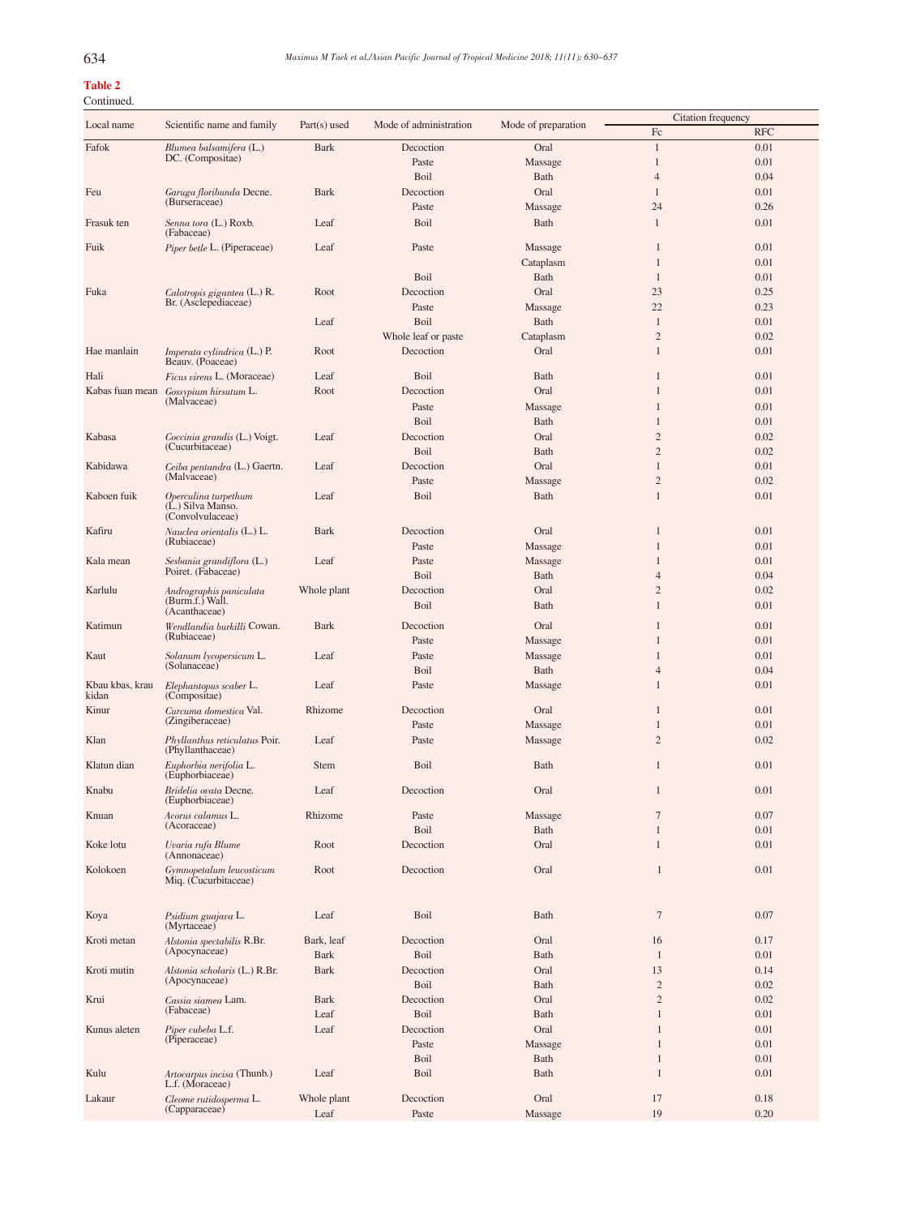**Table 2**

Continued.

| Local name | Scientific name and family | Part(s) used | Mode of administration | Mode of preparation | Citation frequency | |
|---|---|---|---|---|---|---|
| | | | | | Fc | RFC |
| Fafok | *Blumea balsamifera* (L.) DC. (Compositae) | Bark | Decoction | Oral | 1 | 0.01 |
| | | | Paste | Massage | 1 | 0.01 |
| | | | Boil | Bath | 4 | 0.04 |
| Feu | *Garuga floribunda* Decne. (Burseraceae) | Bark | Decoction | Oral | 1 | 0.01 |
| | | | Paste | Massage | 24 | 0.26 |
| Frasuk ten | *Senna tora* (L.) Roxb. (Fabaceae) | Leaf | Boil | Bath | 1 | 0.01 |
| Fuik | *Piper betle* L. (Piperaceae) | Leaf | Paste | Massage | 1 | 0.01 |
| | | | | Cataplasm | 1 | 0.01 |
| | | | Boil | Bath | 1 | 0.01 |
| Fuka | *Calotropis gigantea* (L.) R. Br. (Asclepediaceae) | Root | Decoction | Oral | 23 | 0.25 |
| | | | Paste | Massage | 22 | 0.23 |
| | | Leaf | Boil | Bath | 1 | 0.01 |
| | | | Whole leaf or paste | Cataplasm | 2 | 0.02 |
| Hae manlain | *Imperata cylindrica* (L.) P. Beauv. (Poaceae) | Root | Decoction | Oral | 1 | 0.01 |
| Hali | *Ficus virens* L. (Moraceae) | Leaf | Boil | Bath | 1 | 0.01 |
| Kabas fuan mean | *Gossypium hirsutum* L. (Malvaceae) | Root | Decoction | Oral | 1 | 0.01 |
| | | | Paste | Massage | 1 | 0.01 |
| | | | Boil | Bath | 1 | 0.01 |
| Kabasa | *Coccinia grandis* (L.) Voigt. (Cucurbitaceae) | Leaf | Decoction | Oral | 2 | 0.02 |
| | | | Boil | Bath | 2 | 0.02 |
| Kabidawa | *Ceiba pentandra* (L.) Gaertn. (Malvaceae) | Leaf | Decoction | Oral | 1 | 0.01 |
| | | | Paste | Massage | 2 | 0.02 |
| Kaboen fuik | *Operculina turpethum* (L.) Silva Manso. (Convolvulaceae) | Leaf | Boil | Bath | 1 | 0.01 |
| Kafiru | *Nauclea orientalis* (L.) L. (Rubiaceae) | Bark | Decoction | Oral | 1 | 0.01 |
| | | | Paste | Massage | 1 | 0.01 |
| Kala mean | *Sesbania grandiflora* (L.) Poiret. (Fabaceae) | Leaf | Paste | Massage | 1 | 0.01 |
| | | | Boil | Bath | 4 | 0.04 |
| Karlulu | *Andrographis paniculata* (Burm.f.) Wall. (Acanthaceae) | Whole plant | Decoction | Oral | 2 | 0.02 |
| | | | Boil | Bath | 1 | 0.01 |
| Katimun | *Wendlandia burkilli* Cowan. (Rubiaceae) | Bark | Decoction | Oral | 1 | 0.01 |
| | | | Paste | Massage | 1 | 0.01 |
| Kaut | *Solanum lycopersicum* L. (Solanaceae) | Leaf | Paste | Massage | 1 | 0.01 |
| | | | Boil | Bath | 4 | 0.04 |
| Kbau kbas, krau kidan | *Elephantopus scaber* L. (Compositae) | Leaf | Paste | Massage | 1 | 0.01 |
| Kinur | *Curcuma domestica* Val. (Zingiberaceae) | Rhizome | Decoction | Oral | 1 | 0.01 |
| | | | Paste | Massage | 1 | 0.01 |
| Klan | *Phyllanthus reticulatus* Poir. (Phyllanthaceae) | Leaf | Paste | Massage | 2 | 0.02 |
| Klatun dian | *Euphorbia nerifolia* L. (Euphorbiaceae) | Stem | Boil | Bath | 1 | 0.01 |
| Knabu | *Bridelia ovata* Decne. (Euphorbiaceae) | Leaf | Decoction | Oral | 1 | 0.01 |
| Knuan | *Acorus calamus* L. (Acoraceae) | Rhizome | Paste | Massage | 7 | 0.07 |
| | | | Boil | Bath | 1 | 0.01 |
| Koke lotu | *Uvaria rufa Blume* (Annonaceae) | Root | Decoction | Oral | 1 | 0.01 |
| Kolokoen | *Gymnopetalum leucosticum* Miq. (Cucurbitaceae) | Root | Decoction | Oral | 1 | 0.01 |
| Koya | *Psidium guajava* L. (Myrtaceae) | Leaf | Boil | Bath | 7 | 0.07 |
| Kroti metan | *Alstonia spectabilis* R.Br. (Apocynaceae) | Bark, leaf | Decoction | Oral | 16 | 0.17 |
| | | Bark | Boil | Bath | 1 | 0.01 |
| Kroti mutin | *Alstonia scholaris* (L.) R.Br. (Apocynaceae) | Bark | Decoction | Oral | 13 | 0.14 |
| | | | Boil | Bath | 2 | 0.02 |
| Krui | *Cassia siamea* Lam. (Fabaceae) | Bark | Decoction | Oral | 2 | 0.02 |
| | | Leaf | Boil | Bath | 1 | 0.01 |
| Kunus aleten | *Piper cubeba* L.f. (Piperaceae) | Leaf | Decoction | Oral | 1 | 0.01 |
| | | | Paste | Massage | 1 | 0.01 |
| | | | Boil | Bath | 1 | 0.01 |
| Kulu | *Artocarpus incisa* (Thunb.) L.f. (Moraceae) | Leaf | Boil | Bath | 1 | 0.01 |
| Lakaur | *Cleome rutidosperma* L. (Capparaceae) | Whole plant | Decoction | Oral | 17 | 0.18 |
| | | Leaf | Paste | Massage | 19 | 0.20 |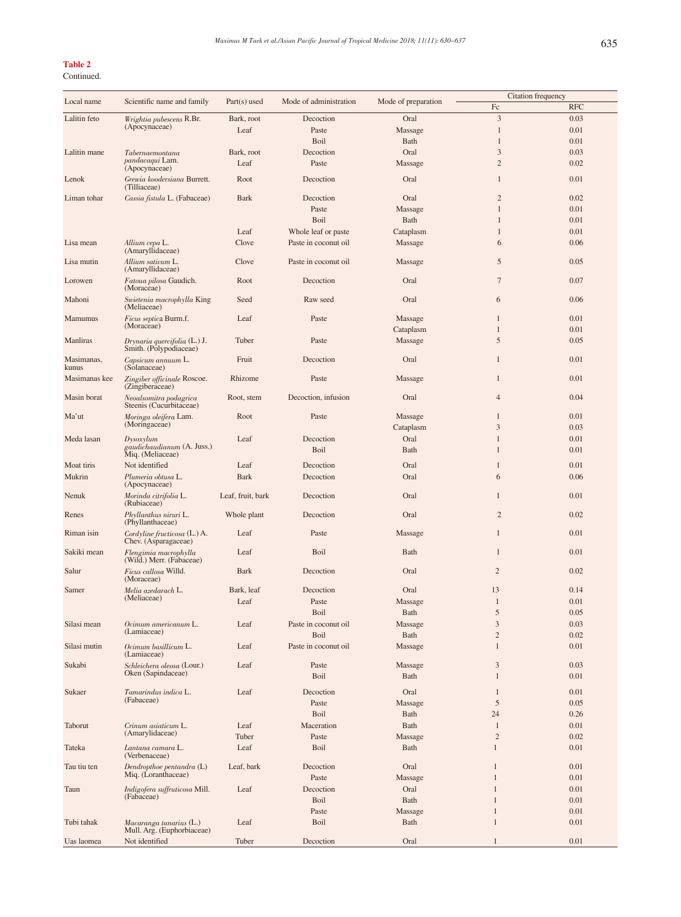**Table 2**

Continued.

| Local name | Scientific name and family | Part(s) used | Mode of administration | Mode of preparation | Citation frequency | |
|---|---|---|---|---|---|---|
| | | | | | Fc | RFC |
| Lalitin feto | *Wrightia pubescens* R.Br. (Apocynaceae) | Bark, root | Decoction | Oral | 3 | 0.03 |
| | | Leaf | Paste | Massage | 1 | 0.01 |
| | | | Boil | Bath | 1 | 0.01 |
| Lalitin mane | *Tabernaemontana pandacaqui* Lam. (Apocynaceae) | Bark, root | Decoction | Oral | 3 | 0.03 |
| | | Leaf | Paste | Massage | 2 | 0.02 |
| Lenok | *Grewia koodersiana* Burrett. (Tilliaceae) | Root | Decoction | Oral | 1 | 0.01 |
| Liman tohar | *Cassia fistula* L. (Fabaceae) | Bark | Decoction | Oral | 2 | 0.02 |
| | | | Paste | Massage | 1 | 0.01 |
| | | | Boil | Bath | 1 | 0.01 |
| | | Leaf | Whole leaf or paste | Cataplasm | 1 | 0.01 |
| Lisa mean | *Allium cepa* L. (Amaryllidaceae) | Clove | Paste in coconut oil | Massage | 6 | 0.06 |
| Lisa mutin | *Allium sativum* L. (Amaryllidaceae) | Clove | Paste in coconut oil | Massage | 5 | 0.05 |
| Lorowen | *Fatoua pilosa* Gaudich. (Moraceae) | Root | Decoction | Oral | 7 | 0.07 |
| Mahoni | *Swietenia macrophylla* King (Meliaceae) | Seed | Raw seed | Oral | 6 | 0.06 |
| Mamumus | *Ficus septica* Burm.f. (Moraceae) | Leaf | Paste | Massage | 1 | 0.01 |
| | | | | Cataplasm | 1 | 0.01 |
| Manliras | *Drynaria quercifolia* (L.) J. Smith. (Polypodiaceae) | Tuber | Paste | Massage | 5 | 0.05 |
| Masimanas, kunus | *Capsicum annuum* L. (Solanaceae) | Fruit | Decoction | Oral | 1 | 0.01 |
| Masimanas kee | *Zingiber officinale* Roscoe. (Zingiberaceae) | Rhizome | Paste | Massage | 1 | 0.01 |
| Masin borat | *Neoalsomitra podagrica* Steenis (Cucurbitaceae) | Root, stem | Decoction, infusion | Oral | 4 | 0.04 |
| Ma'ut | *Moringa oleifera* Lam. (Moringaceae) | Root | Paste | Massage | 1 | 0.01 |
| | | | | Cataplasm | 3 | 0.03 |
| Meda lasan | *Dysoxylum gaudichaudianum* (A. Juss.) Miq. (Meliaceae) | Leaf | Decoction | Oral | 1 | 0.01 |
| | | | Boil | Bath | 1 | 0.01 |
| Moat tiris | Not identified | Leaf | Decoction | Oral | 1 | 0.01 |
| Mukrin | *Plumeria obtusa* L. (Apocynaceae) | Bark | Decoction | Oral | 6 | 0.06 |
| Nenuk | *Morinda citrifolia* L. (Rubiaceae) | Leaf, fruit, bark | Decoction | Oral | 1 | 0.01 |
| Renes | *Phyllanthus niruri* L. (Phyllanthaceae) | Whole plant | Decoction | Oral | 2 | 0.02 |
| Riman isin | *Cordyline fructicosa* (L.) A. Chev. (Asparagaceae) | Leaf | Paste | Massage | 1 | 0.01 |
| Sakiki mean | *Flengimia macrophylla* (Wild.) Merr. (Fabaceae) | Leaf | Boil | Bath | 1 | 0.01 |
| Salur | *Ficus callosa* Willd. (Moraceae) | Bark | Decoction | Oral | 2 | 0.02 |
| Samer | *Melia azedarach* L. (Meliaceae) | Bark, leaf | Decoction | Oral | 13 | 0.14 |
| | | Leaf | Paste | Massage | 1 | 0.01 |
| | | | Boil | Bath | 5 | 0.05 |
| Silasi mean | *Ocimum americanum* L. (Lamiaceae) | Leaf | Paste in coconut oil | Massage | 3 | 0.03 |
| | | | Boil | Bath | 2 | 0.02 |
| Silasi mutin | *Ocimum basillicum* L. (Lamiaceae) | Leaf | Paste in coconut oil | Massage | 1 | 0.01 |
| Sukabi | *Schleichera oleosa* (Lour.) Oken (Sapindaceae) | Leaf | Paste | Massage | 3 | 0.03 |
| | | | Boil | Bath | 1 | 0.01 |
| Sukaer | *Tamarindus indica* L. (Fabaceae) | Leaf | Decoction | Oral | 1 | 0.01 |
| | | | Paste | Massage | 5 | 0.05 |
| | | | Boil | Bath | 24 | 0.26 |
| Taborut | *Crinum asiaticum* L. (Amarylidaceae) | Leaf | Maceration | Bath | 1 | 0.01 |
| | | Tuber | Paste | Massage | 2 | 0.02 |
| Tateka | *Lantana camara* L. (Verbenaceae) | Leaf | Boil | Bath | 1 | 0.01 |
| Tau tiu ten | *Dendropthoe pentandra* (L) Miq. (Loranthaceae) | Leaf, bark | Decoction | Oral | 1 | 0.01 |
| | | | Paste | Massage | 1 | 0.01 |
| Taun | *Indigofera suffruticosa* Mill. (Fabaceae) | Leaf | Decoction | Oral | 1 | 0.01 |
| | | | Boil | Bath | 1 | 0.01 |
| | | | Paste | Massage | 1 | 0.01 |
| Tubi tahak | *Macaranga tanarius* (L.) Mull. Arg. (Euphorbiaceae) | Leaf | Boil | Bath | 1 | 0.01 |
| Uas laomea | Not identified | Tuber | Decoction | Oral | 1 | 0.01 |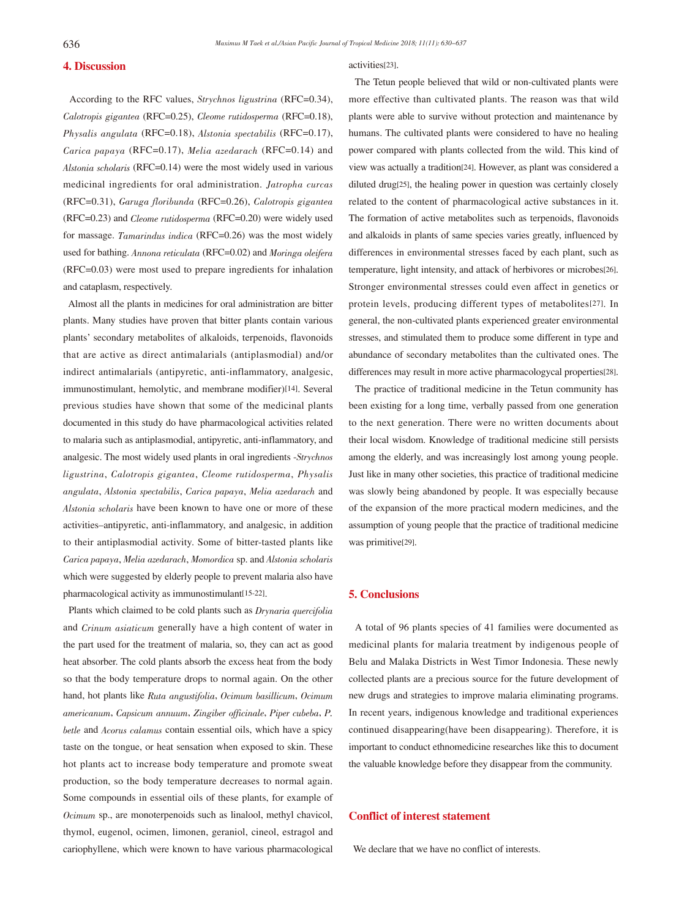## 4. Discussion

According to the RFC values, *Strychnos ligustrina* (RFC=0.34), *Calotropis gigantea* (RFC=0.25), *Cleome rutidosperma* (RFC=0.18), *Physalis angulata* (RFC=0.18), *Alstonia spectabilis* (RFC=0.17), *Carica papaya* (RFC=0.17), *Melia azedarach* (RFC=0.14) and *Alstonia scholaris* (RFC=0.14) were the most widely used in various medicinal ingredients for oral administration. *Jatropha curcas* (RFC=0.31), *Garuga floribunda* (RFC=0.26), *Calotropis gigantea* (RFC=0.23) and *Cleome rutidosperma* (RFC=0.20) were widely used for massage. *Tamarindus indica* (RFC=0.26) was the most widely used for bathing. *Annona reticulata* (RFC=0.02) and *Moringa oleifera* (RFC=0.03) were most used to prepare ingredients for inhalation and cataplasm, respectively.

Almost all the plants in medicines for oral administration are bitter plants. Many studies have proven that bitter plants contain various plants' secondary metabolites of alkaloids, terpenoids, flavonoids that are active as direct antimalarials (antiplasmodial) and/or indirect antimalarials (antipyretic, anti-inflammatory, analgesic, immunostimulant, hemolytic, and membrane modifier)[14]. Several previous studies have shown that some of the medicinal plants documented in this study do have pharmacological activities related to malaria such as antiplasmodial, antipyretic, anti-inflammatory, and analgesic. The most widely used plants in oral ingredients -*Strychnos ligustrina*, *Calotropis gigantea*, *Cleome rutidosperma*, *Physalis angulata*, *Alstonia spectabilis*, *Carica papaya*, *Melia azedarach* and *Alstonia scholaris* have been known to have one or more of these activities–antipyretic, anti-inflammatory, and analgesic, in addition to their antiplasmodial activity. Some of bitter-tasted plants like *Carica papaya*, *Melia azedarach*, *Momordica* sp. and *Alstonia scholaris* which were suggested by elderly people to prevent malaria also have pharmacological activity as immunostimulant[15-22].

Plants which claimed to be cold plants such as *Drynaria quercifolia* and *Crinum asiaticum* generally have a high content of water in the part used for the treatment of malaria, so, they can act as good heat absorber. The cold plants absorb the excess heat from the body so that the body temperature drops to normal again. On the other hand, hot plants like *Ruta angustifolia*, *Ocimum basillicum*, *Ocimum americanum*, *Capsicum annuum*, *Zingiber officinale*, *Piper cubeba*, *P. betle* and *Acorus calamus* contain essential oils, which have a spicy taste on the tongue, or heat sensation when exposed to skin. These hot plants act to increase body temperature and promote sweat production, so the body temperature decreases to normal again. Some compounds in essential oils of these plants, for example of *Ocimum* sp., are monoterpenoids such as linalool, methyl chavicol, thymol, eugenol, ocimen, limonen, geraniol, cineol, estragol and cariophyllene, which were known to have various pharmacological activities[23].

The Tetun people believed that wild or non-cultivated plants were more effective than cultivated plants. The reason was that wild plants were able to survive without protection and maintenance by humans. The cultivated plants were considered to have no healing power compared with plants collected from the wild. This kind of view was actually a tradition[24]. However, as plant was considered a diluted drug[25], the healing power in question was certainly closely related to the content of pharmacological active substances in it. The formation of active metabolites such as terpenoids, flavonoids and alkaloids in plants of same species varies greatly, influenced by differences in environmental stresses faced by each plant, such as temperature, light intensity, and attack of herbivores or microbes[26]. Stronger environmental stresses could even affect in genetics or protein levels, producing different types of metabolites[27]. In general, the non-cultivated plants experienced greater environmental stresses, and stimulated them to produce some different in type and abundance of secondary metabolites than the cultivated ones. The differences may result in more active pharmacologycal properties[28].

The practice of traditional medicine in the Tetun community has been existing for a long time, verbally passed from one generation to the next generation. There were no written documents about their local wisdom. Knowledge of traditional medicine still persists among the elderly, and was increasingly lost among young people. Just like in many other societies, this practice of traditional medicine was slowly being abandoned by people. It was especially because of the expansion of the more practical modern medicines, and the assumption of young people that the practice of traditional medicine was primitive[29].

## 5. Conclusions

A total of 96 plants species of 41 families were documented as medicinal plants for malaria treatment by indigenous people of Belu and Malaka Districts in West Timor Indonesia. These newly collected plants are a precious source for the future development of new drugs and strategies to improve malaria eliminating programs. In recent years, indigenous knowledge and traditional experiences continued disappearing(have been disappearing). Therefore, it is important to conduct ethnomedicine researches like this to document the valuable knowledge before they disappear from the community.

## Conflict of interest statement

We declare that we have no conflict of interests.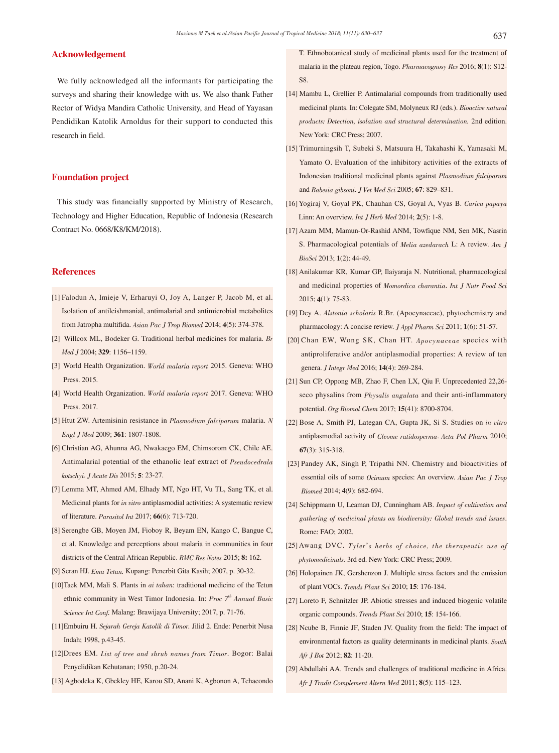## Acknowledgement

We fully acknowledged all the informants for participating the surveys and sharing their knowledge with us. We also thank Father Rector of Widya Mandira Catholic University, and Head of Yayasan Pendidikan Katolik Arnoldus for their support to conducted this research in field.

## Foundation project

This study was financially supported by Ministry of Research, Technology and Higher Education, Republic of Indonesia (Research Contract No. 0668/K8/KM/2018).

## References

[1] Falodun A, Imieje V, Erharuyi O, Joy A, Langer P, Jacob M, et al. Isolation of antileishmanial, antimalarial and antimicrobial metabolites from Jatropha multifida. *Asian Pac J Trop Biomed* 2014; **4**(5): 374-378.

[2] Willcox ML, Bodeker G. Traditional herbal medicines for malaria. *Br Med J* 2004; **329**: 1156–1159.

[3] World Health Organization. *World malaria report* 2015. Geneva: WHO Press. 2015.

[4] World Health Organization. *World malaria report* 2017. Geneva: WHO Press. 2017.

[5] Htut ZW. Artemisinin resistance in *Plasmodium falciparum* malaria. *N Engl J Med* 2009; **361**: 1807-1808.

[6] Christian AG, Ahunna AG, Nwakaego EM, Chimsorom CK, Chile AE. Antimalarial potential of the ethanolic leaf extract of *Pseudocedrala kotschyi*. *J Acute Dis* 2015; **5**: 23-27.

[7] Lemma MT, Ahmed AM, Elhady MT, Ngo HT, Vu TL, Sang TK, et al. Medicinal plants for *in vitro* antiplasmodial activities: A systematic review of literature. *Parasitol Int* 2017; **66**(6): 713-720.

[8] Serengbe GB, Moyen JM, Fioboy R, Beyam EN, Kango C, Bangue C, et al. Knowledge and perceptions about malaria in communities in four districts of the Central African Republic. *BMC Res Notes* 2015; **8:** 162.

[9] Seran HJ. *Ema Tetun.* Kupang: Penerbit Gita Kasih; 2007, p. 30-32.

[10]Taek MM, Mali S. Plants in *ai tahan*: traditional medicine of the Tetun ethnic community in West Timor Indonesia. In: *Proc 7th Annual Basic Science Int Conf.* Malang: Brawijaya University; 2017, p. 71-76.

[11]Embuiru H. *Sejarah Gereja Katolik di Timor.* Jilid 2. Ende: Penerbit Nusa Indah; 1998, p.43-45.

[12]Drees EM. *List of tree and shrub names from Timor*. Bogor: Balai Penyelidikan Kehutanan; 1950, p.20-24.

[13] Agbodeka K, Gbekley HE, Karou SD, Anani K, Agbonon A, Tchacondo T. Ethnobotanical study of medicinal plants used for the treatment of malaria in the plateau region, Togo. *Pharmacognosy Res* 2016; **8**(1): S12-S8.

[14] Mambu L, Grellier P. Antimalarial compounds from traditionally used medicinal plants. In: Colegate SM, Molyneux RJ (eds.). *Bioactive natural products: Detection, isolation and structural determination.* 2nd edition. New York: CRC Press; 2007.

[15] Trimurningsih T, Subeki S, Matsuura H, Takahashi K, Yamasaki M, Yamato O. Evaluation of the inhibitory activities of the extracts of Indonesian traditional medicinal plants against *Plasmodium falciparum* and *Babesia gibsoni*. *J Vet Med Sci* 2005; **67**: 829–831.

[16] Yogiraj V, Goyal PK, Chauhan CS, Goyal A, Vyas B. *Carica papaya* Linn: An overview. *Int J Herb Med* 2014; **2**(5): 1-8.

[17] Azam MM, Mamun-Or-Rashid ANM, Towfique NM, Sen MK, Nasrin S. Pharmacological potentials of *Melia azedarach* L: A review. *Am J BioSci* 2013; **1**(2): 44-49.

[18] Anilakumar KR, Kumar GP, Ilaiyaraja N. Nutritional, pharmacological and medicinal properties of *Momordica charantia*. *Int J Nutr Food Sci* 2015; **4**(1): 75-83.

[19] Dey A. *Alstonia scholaris* R.Br. (Apocynaceae), phytochemistry and pharmacology: A concise review. *J Appl Pharm Sci* 2011; **1**(6): 51-57.

[20] Chan EW, Wong SK, Chan HT. *Apocynaceae* species with antiproliferative and/or antiplasmodial properties: A review of ten genera. *J Integr Med* 2016; **14**(4): 269-284.

[21] Sun CP, Oppong MB, Zhao F, Chen LX, Qiu F. Unprecedented 22,26-seco physalins from *Physalis angulata* and their anti-inflammatory potential. *Org Biomol Chem* 2017; **15**(41): 8700-8704.

[22] Bose A, Smith PJ, Lategan CA, Gupta JK, Si S. Studies on *in vitro* antiplasmodial activity of *Cleome rutidosperma*. *Acta Pol Pharm* 2010; **67**(3): 315-318.

[23] Pandey AK, Singh P, Tripathi NN. Chemistry and bioactivities of essential oils of some *Ocimum* species: An overview. *Asian Pac J Trop Biomed* 2014; **4**(9): 682-694.

[24] Schippmann U, Leaman DJ, Cunningham AB. *Impact of cultivation and gathering of medicinal plants on biodiversity: Global trends and issues*. Rome: FAO; 2002.

[25] Awang DVC. *Tyler's herbs of choice, the therapeutic use of phytomedicinals.* 3rd ed. New York: CRC Press; 2009.

[26] Holopainen JK, Gershenzon J. Multiple stress factors and the emission of plant VOCs. *Trends Plant Sci* 2010; **15**: 176-184.

[27] Loreto F, Schnitzler JP. Abiotic stresses and induced biogenic volatile organic compounds. *Trends Plant Sci* 2010; **15**: 154-166.

[28] Ncube B, Finnie JF, Staden JV. Quality from the field: The impact of environmental factors as quality determinants in medicinal plants. *South Afr J Bot* 2012; **82**: 11-20.

[29] Abdullahi AA. Trends and challenges of traditional medicine in Africa. *Afr J Tradit Complement Altern Med* 2011; **8**(5): 115–123.